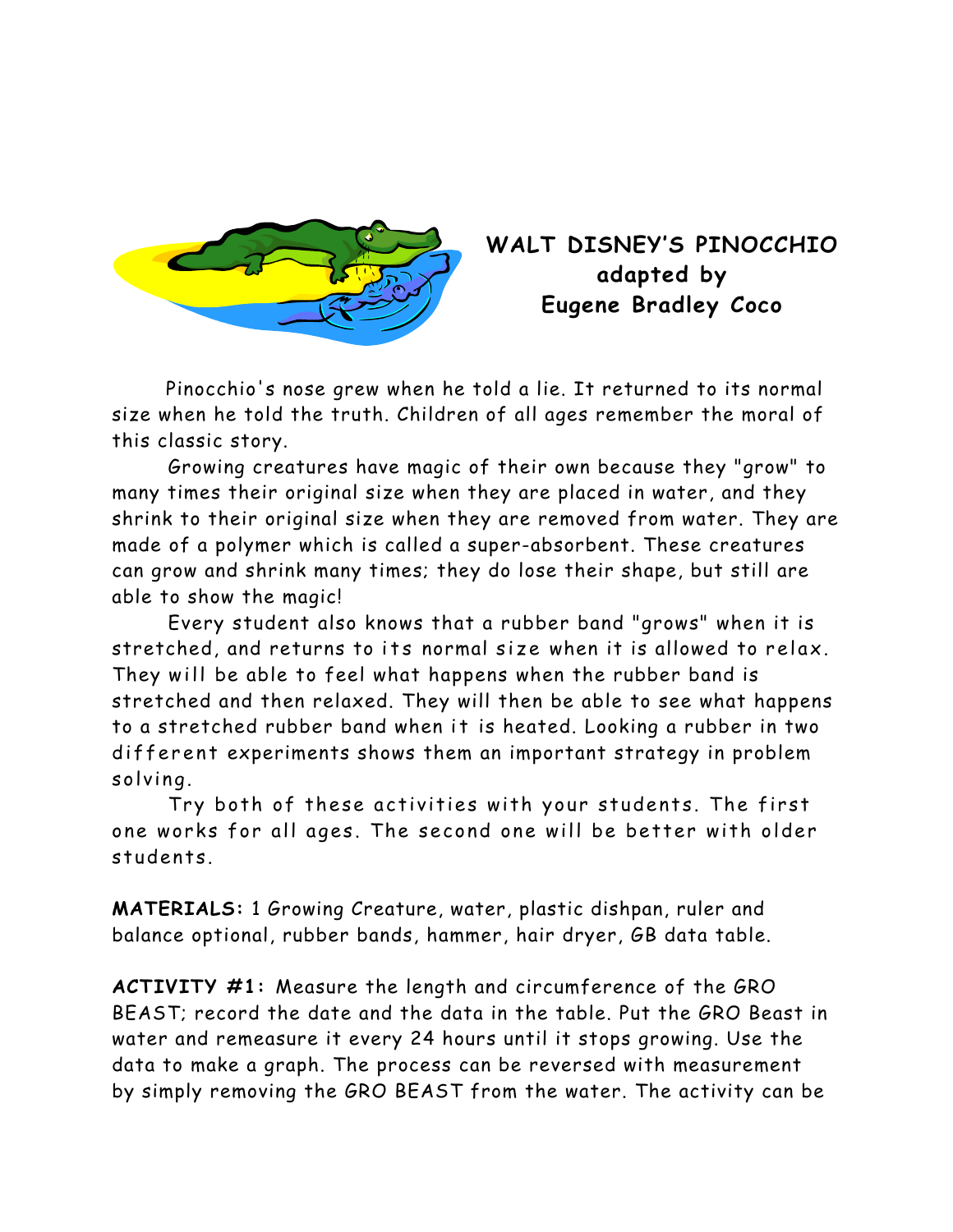## WALT DISNEY'S PINOCCHIO
## adapted by
## Eugene Bradley Coco

Pinocchio's nose grew when he told a lie. It returned to its normal size when he told the truth. Children of all ages remember the moral of this classic story.

Growing creatures have magic of their own because they "grow" to many times their original size when they are placed in water, and they shrink to their original size when they are removed from water. They are made of a polymer which is called a super-absorbent. These creatures can grow and shrink many times; they do lose their shape, but still are able to show the magic!

Every student also knows that a rubber band "grows" when it is stretched, and returns to its normal size when it is allowed to relax. They will be able to feel what happens when the rubber band is stretched and then relaxed. They will then be able to see what happens to a stretched rubber band when it is heated. Looking a rubber in two different experiments shows them an important strategy in problem solving.

Try both of these activities with your students. The first one works for all ages. The second one will be better with older students.

**MATERIALS:** 1 Growing Creature, water, plastic dishpan, ruler and balance optional, rubber bands, hammer, hair dryer, GB data table.

**ACTIVITY #1:** Measure the length and circumference of the GRO BEAST; record the date and the data in the table. Put the GRO Beast in water and remeasure it every 24 hours until it stops growing. Use the data to make a graph. The process can be reversed with measurement by simply removing the GRO BEAST from the water. The activity can be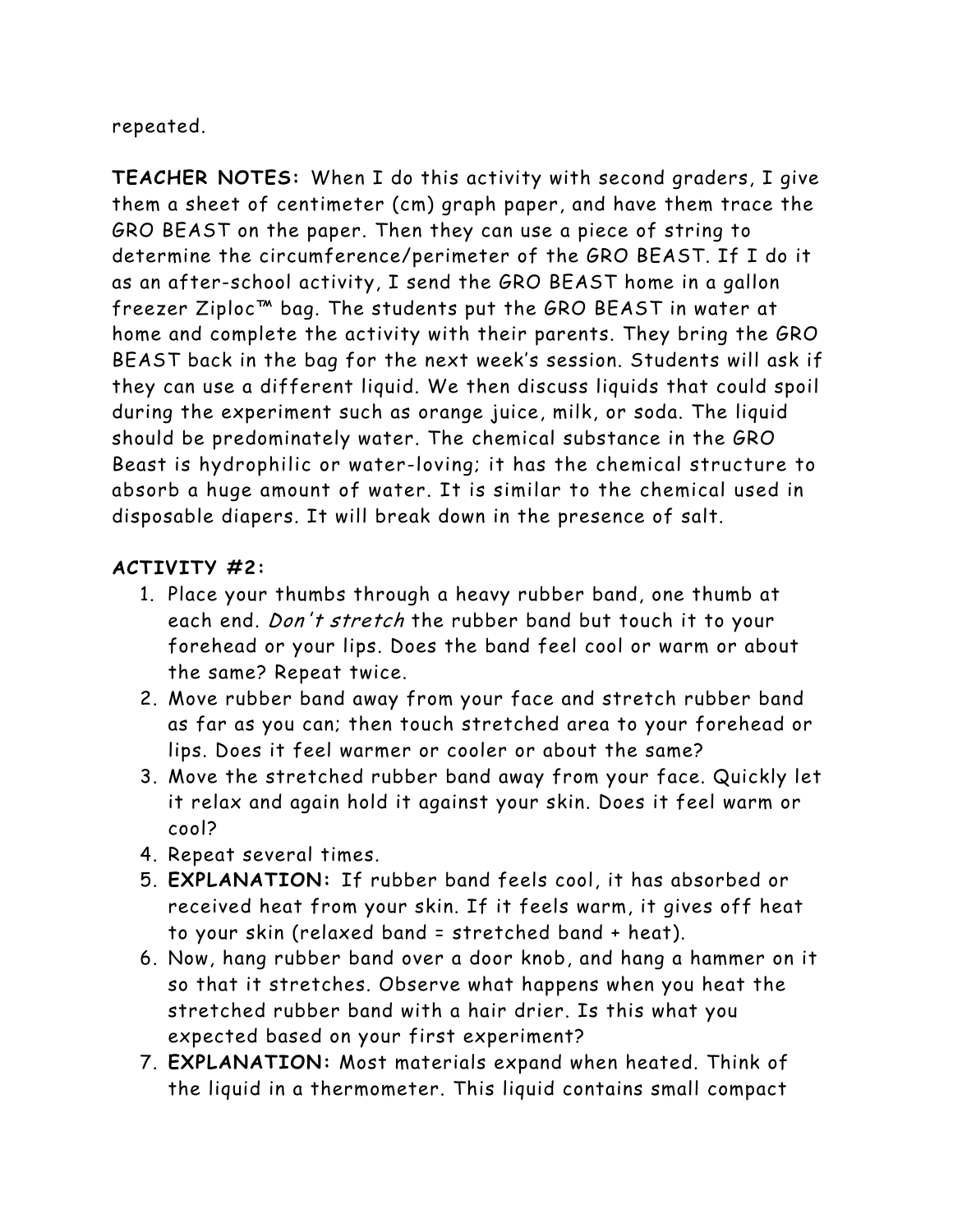repeated.

**TEACHER NOTES:** When I do this activity with second graders, I give them a sheet of centimeter (cm) graph paper, and have them trace the GRO BEAST on the paper. Then they can use a piece of string to determine the circumference/perimeter of the GRO BEAST. If I do it as an after-school activity, I send the GRO BEAST home in a gallon freezer Ziploc™ bag. The students put the GRO BEAST in water at home and complete the activity with their parents. They bring the GRO BEAST back in the bag for the next week's session. Students will ask if they can use a different liquid. We then discuss liquids that could spoil during the experiment such as orange juice, milk, or soda. The liquid should be predominately water. The chemical substance in the GRO Beast is hydrophilic or water-loving; it has the chemical structure to absorb a huge amount of water. It is similar to the chemical used in disposable diapers. It will break down in the presence of salt.

**ACTIVITY #2:**

1. Place your thumbs through a heavy rubber band, one thumb at each end. *Don't stretch* the rubber band but touch it to your forehead or your lips. Does the band feel cool or warm or about the same? Repeat twice.
2. Move rubber band away from your face and stretch rubber band as far as you can; then touch stretched area to your forehead or lips. Does it feel warmer or cooler or about the same?
3. Move the stretched rubber band away from your face. Quickly let it relax and again hold it against your skin. Does it feel warm or cool?
4. Repeat several times.
5. **EXPLANATION:** If rubber band feels cool, it has absorbed or received heat from your skin. If it feels warm, it gives off heat to your skin (relaxed band = stretched band + heat).
6. Now, hang rubber band over a door knob, and hang a hammer on it so that it stretches. Observe what happens when you heat the stretched rubber band with a hair drier. Is this what you expected based on your first experiment?
7. **EXPLANATION:** Most materials expand when heated. Think of the liquid in a thermometer. This liquid contains small compact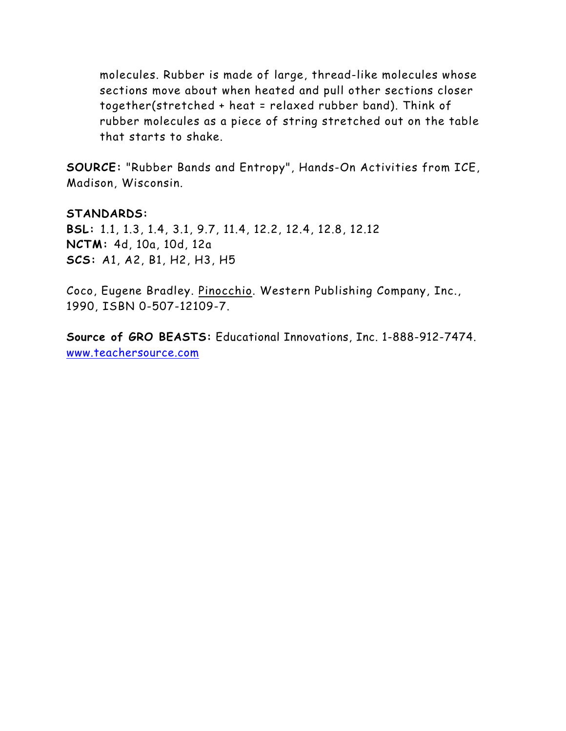molecules. Rubber is made of large, thread-like molecules whose sections move about when heated and pull other sections closer together(stretched + heat = relaxed rubber band). Think of rubber molecules as a piece of string stretched out on the table that starts to shake.

**SOURCE:** "Rubber Bands and Entropy", Hands-On Activities from ICE, Madison, Wisconsin.

**STANDARDS:**
**BSL:** 1.1, 1.3, 1.4, 3.1, 9.7, 11.4, 12.2, 12.4, 12.8, 12.12
**NCTM:** 4d, 10a, 10d, 12a
**SCS:** A1, A2, B1, H2, H3, H5

Coco, Eugene Bradley. Pinocchio. Western Publishing Company, Inc., 1990, ISBN 0-507-12109-7.

**Source of GRO BEASTS:** Educational Innovations, Inc. 1-888-912-7474. www.teachersource.com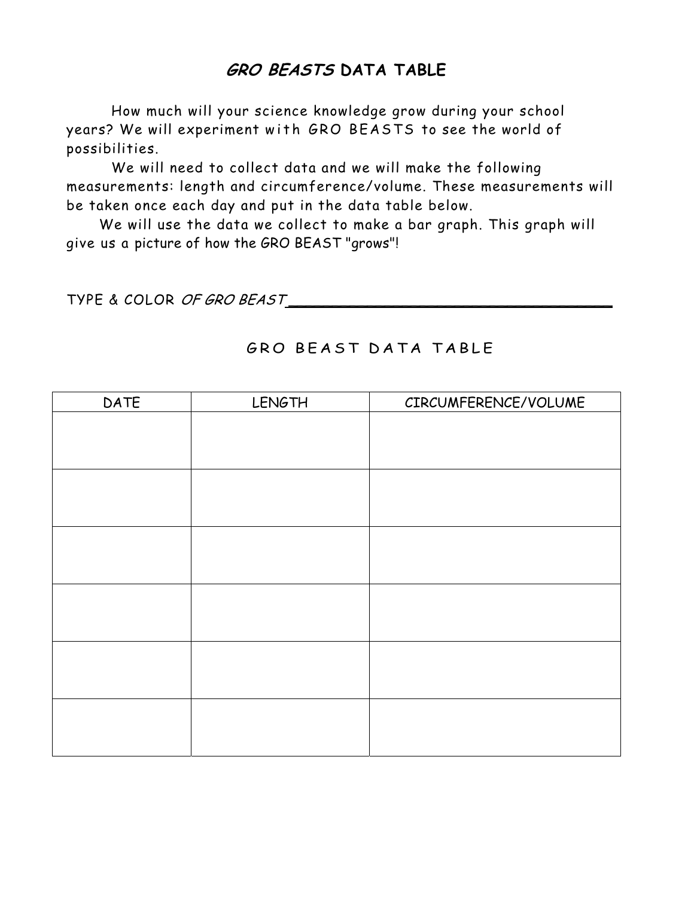# *GRO BEASTS* DATA TABLE

How much will your science knowledge grow during your school years? We will experiment with GRO BEASTS to see the world of possibilities.

We will need to collect data and we will make the following measurements: length and circumference/volume. These measurements will be taken once each day and put in the data table below.

We will use the data we collect to make a bar graph. This graph will give us a picture of how the GRO BEAST "grows"!

TYPE & COLOR *OF GRO BEAST* ___________________________________

## GRO BEAST DATA TABLE

| DATE | LENGTH | CIRCUMFERENCE/VOLUME |
|---|---|---|
| | | |
| | | |
| | | |
| | | |
| | | |
| | | |